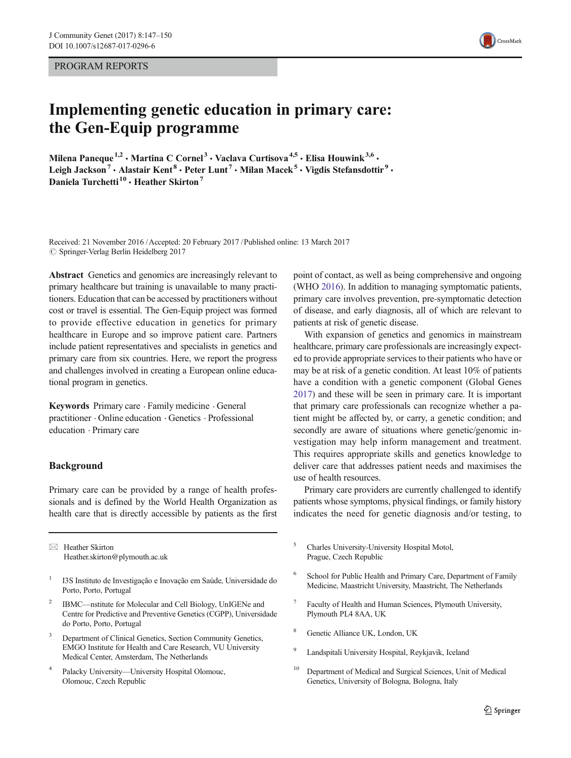PROGRAM REPORTS

# Implementing genetic education in primary care: the Gen-Equip programme

**Milena Paneque[1,2] · Martina C Cornel[3] · Vaclava Curtisova[4,5] · Elisa Houwink[3,6] · Leigh Jackson[7] · Alastair Kent[8] · Peter Lunt[7] · Milan Macek[5] · Vigdis Stefansdottir[9] · Daniela Turchetti[10] · Heather Skirton[7]**

Received: 21 November 2016 / Accepted: 20 February 2017 / Published online: 13 March 2017
© Springer-Verlag Berlin Heidelberg 2017

**Abstract** Genetics and genomics are increasingly relevant to primary healthcare but training is unavailable to many practitioners. Education that can be accessed by practitioners without cost or travel is essential. The Gen-Equip project was formed to provide effective education in genetics for primary healthcare in Europe and so improve patient care. Partners include patient representatives and specialists in genetics and primary care from six countries. Here, we report the progress and challenges involved in creating a European online educational program in genetics.

**Keywords** Primary care · Family medicine · General practitioner · Online education · Genetics · Professional education · Primary care

## Background

Primary care can be provided by a range of health professionals and is defined by the World Health Organization as health care that is directly accessible by patients as the first point of contact, as well as being comprehensive and ongoing (WHO 2016). In addition to managing symptomatic patients, primary care involves prevention, pre-symptomatic detection of disease, and early diagnosis, all of which are relevant to patients at risk of genetic disease.

With expansion of genetics and genomics in mainstream healthcare, primary care professionals are increasingly expected to provide appropriate services to their patients who have or may be at risk of a genetic condition. At least 10% of patients have a condition with a genetic component (Global Genes 2017) and these will be seen in primary care. It is important that primary care professionals can recognize whether a patient might be affected by, or carry, a genetic condition; and secondly are aware of situations where genetic/genomic investigation may help inform management and treatment. This requires appropriate skills and genetics knowledge to deliver care that addresses patient needs and maximises the use of health resources.

Primary care providers are currently challenged to identify patients whose symptoms, physical findings, or family history indicates the need for genetic diagnosis and/or testing, to

---

✉ Heather Skirton
Heather.skirton@plymouth.ac.uk

1. I3S Instituto de Investigação e Inovação em Saúde, Universidade do Porto, Porto, Portugal
2. IBMC—nstitute for Molecular and Cell Biology, UnIGENe and Centre for Predictive and Preventive Genetics (CGPP), Universidade do Porto, Porto, Portugal
3. Department of Clinical Genetics, Section Community Genetics, EMGO Institute for Health and Care Research, VU University Medical Center, Amsterdam, The Netherlands
4. Palacky University—University Hospital Olomouc, Olomouc, Czech Republic
5. Charles University-University Hospital Motol, Prague, Czech Republic
6. School for Public Health and Primary Care, Department of Family Medicine, Maastricht University, Maastricht, The Netherlands
7. Faculty of Health and Human Sciences, Plymouth University, Plymouth PL4 8AA, UK
8. Genetic Alliance UK, London, UK
9. Landspitali University Hospital, Reykjavik, Iceland
10. Department of Medical and Surgical Sciences, Unit of Medical Genetics, University of Bologna, Bologna, Italy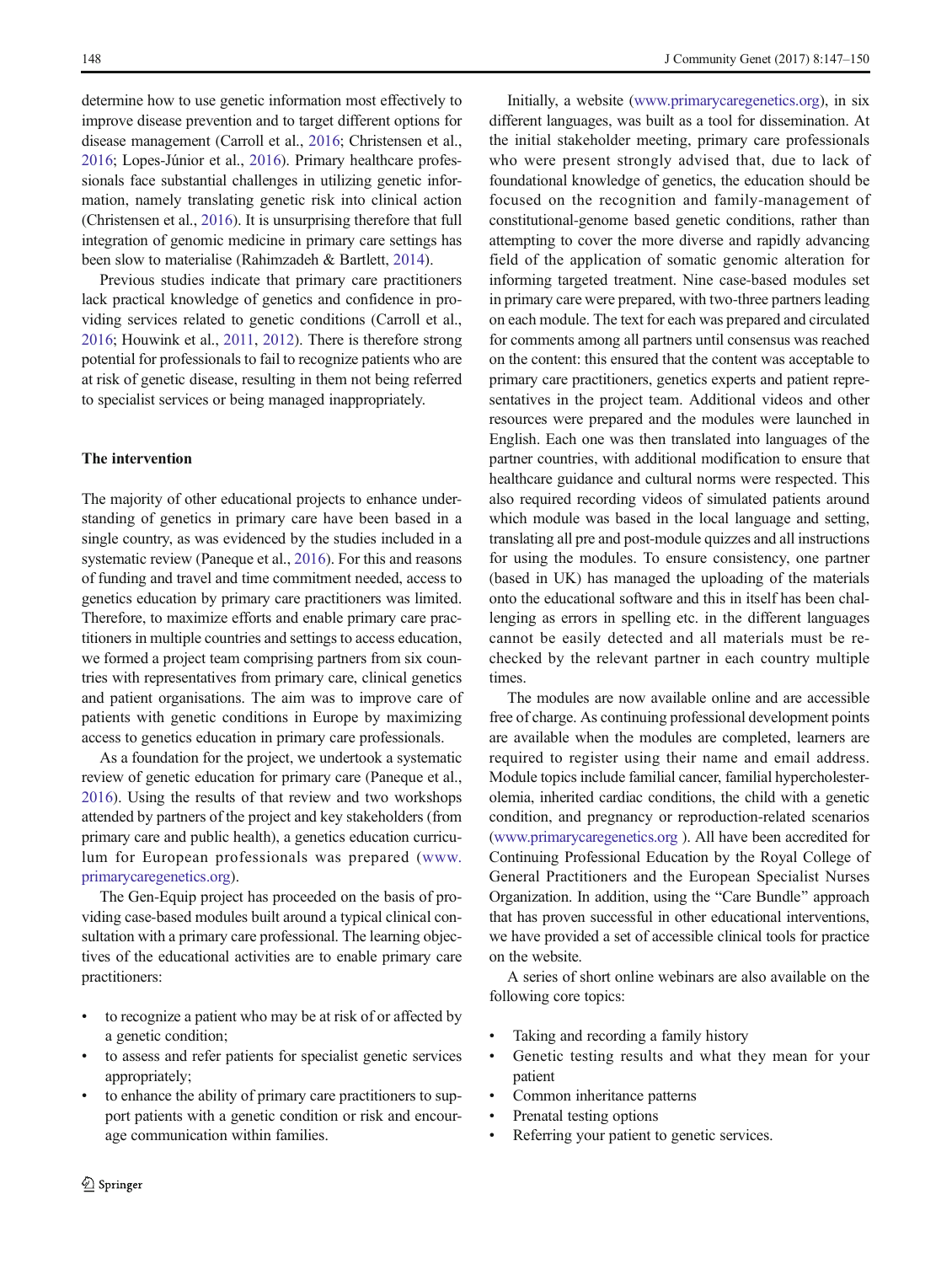determine how to use genetic information most effectively to improve disease prevention and to target different options for disease management (Carroll et al., 2016; Christensen et al., 2016; Lopes-Júnior et al., 2016). Primary healthcare professionals face substantial challenges in utilizing genetic information, namely translating genetic risk into clinical action (Christensen et al., 2016). It is unsurprising therefore that full integration of genomic medicine in primary care settings has been slow to materialise (Rahimzadeh & Bartlett, 2014).

Previous studies indicate that primary care practitioners lack practical knowledge of genetics and confidence in providing services related to genetic conditions (Carroll et al., 2016; Houwink et al., 2011, 2012). There is therefore strong potential for professionals to fail to recognize patients who are at risk of genetic disease, resulting in them not being referred to specialist services or being managed inappropriately.

## The intervention

The majority of other educational projects to enhance understanding of genetics in primary care have been based in a single country, as was evidenced by the studies included in a systematic review (Paneque et al., 2016). For this and reasons of funding and travel and time commitment needed, access to genetics education by primary care practitioners was limited. Therefore, to maximize efforts and enable primary care practitioners in multiple countries and settings to access education, we formed a project team comprising partners from six countries with representatives from primary care, clinical genetics and patient organisations. The aim was to improve care of patients with genetic conditions in Europe by maximizing access to genetics education in primary care professionals.

As a foundation for the project, we undertook a systematic review of genetic education for primary care (Paneque et al., 2016). Using the results of that review and two workshops attended by partners of the project and key stakeholders (from primary care and public health), a genetics education curriculum for European professionals was prepared (www.primarycaregenetics.org).

The Gen-Equip project has proceeded on the basis of providing case-based modules built around a typical clinical consultation with a primary care professional. The learning objectives of the educational activities are to enable primary care practitioners:

- to recognize a patient who may be at risk of or affected by a genetic condition;
- to assess and refer patients for specialist genetic services appropriately;
- to enhance the ability of primary care practitioners to support patients with a genetic condition or risk and encourage communication within families.

Initially, a website (www.primarycaregenetics.org), in six different languages, was built as a tool for dissemination. At the initial stakeholder meeting, primary care professionals who were present strongly advised that, due to lack of foundational knowledge of genetics, the education should be focused on the recognition and family-management of constitutional-genome based genetic conditions, rather than attempting to cover the more diverse and rapidly advancing field of the application of somatic genomic alteration for informing targeted treatment. Nine case-based modules set in primary care were prepared, with two-three partners leading on each module. The text for each was prepared and circulated for comments among all partners until consensus was reached on the content: this ensured that the content was acceptable to primary care practitioners, genetics experts and patient representatives in the project team. Additional videos and other resources were prepared and the modules were launched in English. Each one was then translated into languages of the partner countries, with additional modification to ensure that healthcare guidance and cultural norms were respected. This also required recording videos of simulated patients around which module was based in the local language and setting, translating all pre and post-module quizzes and all instructions for using the modules. To ensure consistency, one partner (based in UK) has managed the uploading of the materials onto the educational software and this in itself has been challenging as errors in spelling etc. in the different languages cannot be easily detected and all materials must be re-checked by the relevant partner in each country multiple times.

The modules are now available online and are accessible free of charge. As continuing professional development points are available when the modules are completed, learners are required to register using their name and email address. Module topics include familial cancer, familial hypercholesterolemia, inherited cardiac conditions, the child with a genetic condition, and pregnancy or reproduction-related scenarios (www.primarycaregenetics.org ). All have been accredited for Continuing Professional Education by the Royal College of General Practitioners and the European Specialist Nurses Organization. In addition, using the "Care Bundle" approach that has proven successful in other educational interventions, we have provided a set of accessible clinical tools for practice on the website.

A series of short online webinars are also available on the following core topics:

- Taking and recording a family history
- Genetic testing results and what they mean for your patient
- Common inheritance patterns
- Prenatal testing options
- Referring your patient to genetic services.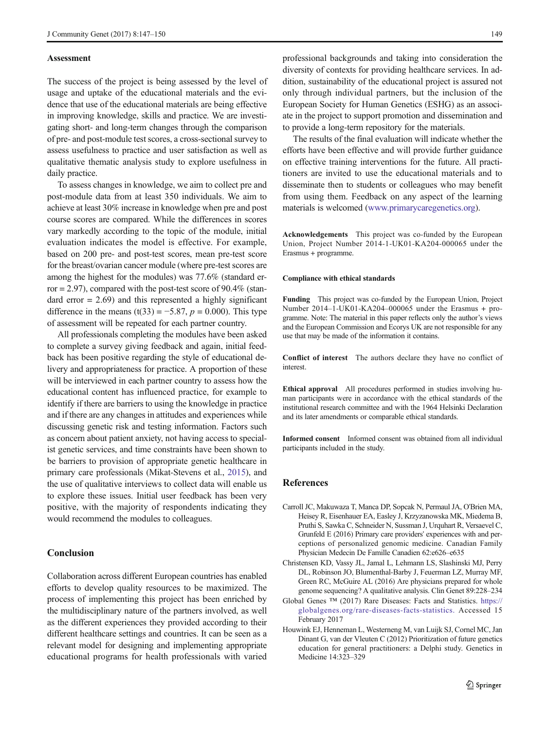## Assessment

The success of the project is being assessed by the level of usage and uptake of the educational materials and the evidence that use of the educational materials are being effective in improving knowledge, skills and practice. We are investigating short- and long-term changes through the comparison of pre- and post-module test scores, a cross-sectional survey to assess usefulness to practice and user satisfaction as well as qualitative thematic analysis study to explore usefulness in daily practice.

To assess changes in knowledge, we aim to collect pre and post-module data from at least 350 individuals. We aim to achieve at least 30% increase in knowledge when pre and post course scores are compared. While the differences in scores vary markedly according to the topic of the module, initial evaluation indicates the model is effective. For example, based on 200 pre- and post-test scores, mean pre-test score for the breast/ovarian cancer module (where pre-test scores are among the highest for the modules) was 77.6% (standard error = 2.97), compared with the post-test score of 90.4% (standard error = 2.69) and this represented a highly significant difference in the means ($t(33) = -5.87$, $p = 0.000$). This type of assessment will be repeated for each partner country.

All professionals completing the modules have been asked to complete a survey giving feedback and again, initial feedback has been positive regarding the style of educational delivery and appropriateness for practice. A proportion of these will be interviewed in each partner country to assess how the educational content has influenced practice, for example to identify if there are barriers to using the knowledge in practice and if there are any changes in attitudes and experiences while discussing genetic risk and testing information. Factors such as concern about patient anxiety, not having access to specialist genetic services, and time constraints have been shown to be barriers to provision of appropriate genetic healthcare in primary care professionals (Mikat-Stevens et al., 2015), and the use of qualitative interviews to collect data will enable us to explore these issues. Initial user feedback has been very positive, with the majority of respondents indicating they would recommend the modules to colleagues.

## Conclusion

Collaboration across different European countries has enabled efforts to develop quality resources to be maximized. The process of implementing this project has been enriched by the multidisciplinary nature of the partners involved, as well as the different experiences they provided according to their different healthcare settings and countries. It can be seen as a relevant model for designing and implementing appropriate educational programs for health professionals with varied professional backgrounds and taking into consideration the diversity of contexts for providing healthcare services. In addition, sustainability of the educational project is assured not only through individual partners, but the inclusion of the European Society for Human Genetics (ESHG) as an associate in the project to support promotion and dissemination and to provide a long-term repository for the materials.

The results of the final evaluation will indicate whether the efforts have been effective and will provide further guidance on effective training interventions for the future. All practitioners are invited to use the educational materials and to disseminate then to students or colleagues who may benefit from using them. Feedback on any aspect of the learning materials is welcomed (www.primarycaregenetics.org).

**Acknowledgements** This project was co-funded by the European Union, Project Number 2014-1-UK01-KA204-000065 under the Erasmus + programme.

**Compliance with ethical standards**

**Funding** This project was co-funded by the European Union, Project Number 2014–1-UK01-KA204–000065 under the Erasmus + programme. Note: The material in this paper reflects only the author's views and the European Commission and Ecorys UK are not responsible for any use that may be made of the information it contains.

**Conflict of interest** The authors declare they have no conflict of interest.

**Ethical approval** All procedures performed in studies involving human participants were in accordance with the ethical standards of the institutional research committee and with the 1964 Helsinki Declaration and its later amendments or comparable ethical standards.

**Informed consent** Informed consent was obtained from all individual participants included in the study.

## References

Carroll JC, Makuwaza T, Manca DP, Sopcak N, Permaul JA, O'Brien MA, Heisey R, Eisenhauer EA, Easley J, Krzyzanowska MK, Miedema B, Pruthi S, Sawka C, Schneider N, Sussman J, Urquhart R, Versaevel C, Grunfeld E (2016) Primary care providers' experiences with and perceptions of personalized genomic medicine. Canadian Family Physician Medecin De Famille Canadien 62:e626–e635

Christensen KD, Vassy JL, Jamal L, Lehmann LS, Slashinski MJ, Perry DL, Robinson JO, Blumenthal-Barby J, Feuerman LZ, Murray MF, Green RC, McGuire AL (2016) Are physicians prepared for whole genome sequencing? A qualitative analysis. Clin Genet 89:228–234

Global Genes ™ (2017) Rare Diseases: Facts and Statistics. https://globalgenes.org/rare-diseases-facts-statistics. Accessed 15 February 2017

Houwink EJ, Henneman L, Westerneng M, van Luijk SJ, Cornel MC, Jan Dinant G, van der Vleuten C (2012) Prioritization of future genetics education for general practitioners: a Delphi study. Genetics in Medicine 14:323–329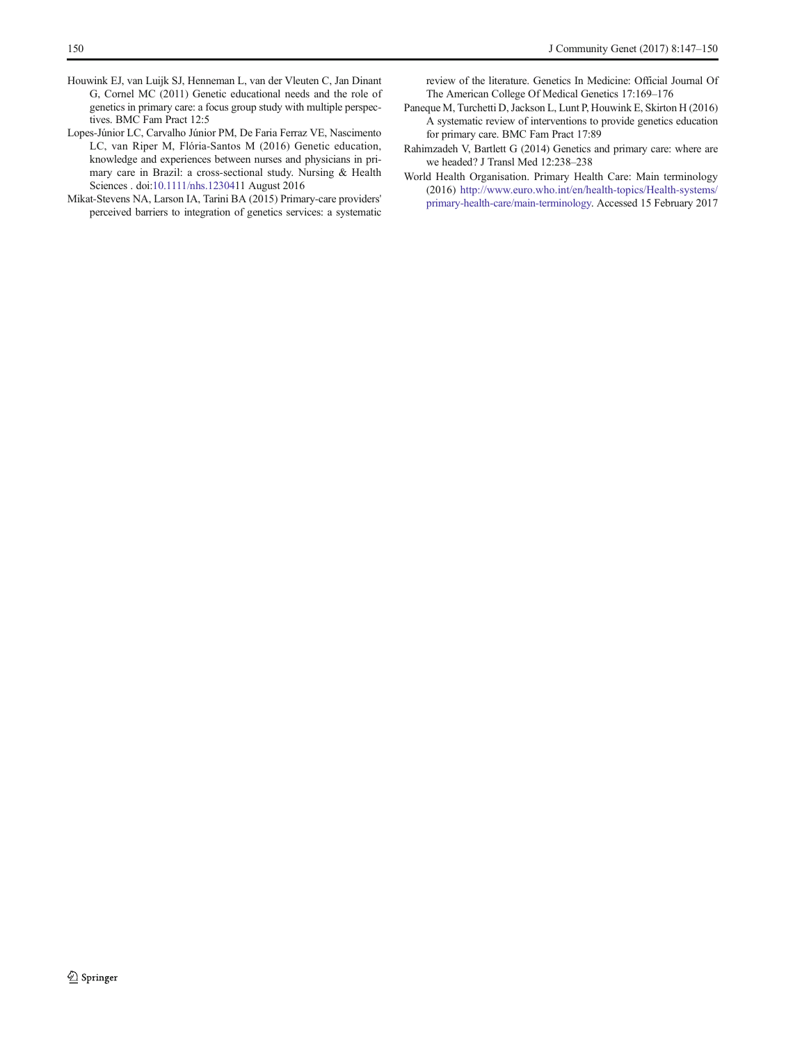Houwink EJ, van Luijk SJ, Henneman L, van der Vleuten C, Jan Dinant G, Cornel MC (2011) Genetic educational needs and the role of genetics in primary care: a focus group study with multiple perspectives. BMC Fam Pract 12:5

Lopes-Júnior LC, Carvalho Júnior PM, De Faria Ferraz VE, Nascimento LC, van Riper M, Flória-Santos M (2016) Genetic education, knowledge and experiences between nurses and physicians in primary care in Brazil: a cross-sectional study. Nursing & Health Sciences . doi:10.1111/nhs.1230411 August 2016

Mikat-Stevens NA, Larson IA, Tarini BA (2015) Primary-care providers' perceived barriers to integration of genetics services: a systematic review of the literature. Genetics In Medicine: Official Journal Of The American College Of Medical Genetics 17:169–176

Paneque M, Turchetti D, Jackson L, Lunt P, Houwink E, Skirton H (2016) A systematic review of interventions to provide genetics education for primary care. BMC Fam Pract 17:89

Rahimzadeh V, Bartlett G (2014) Genetics and primary care: where are we headed? J Transl Med 12:238–238

World Health Organisation. Primary Health Care: Main terminology (2016) http://www.euro.who.int/en/health-topics/Health-systems/primary-health-care/main-terminology. Accessed 15 February 2017